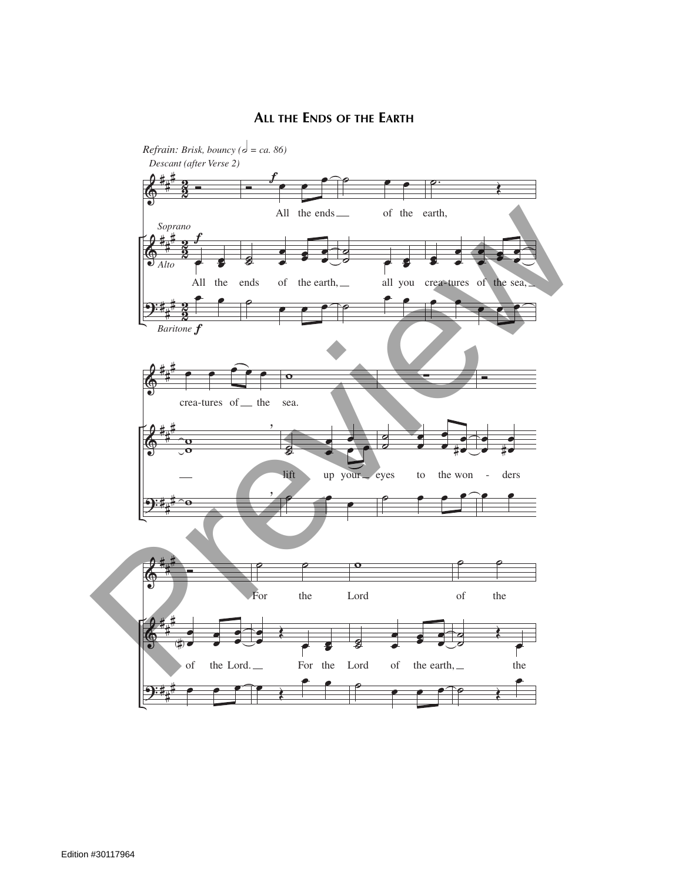# All the Ends of the Earth

*Refrain: Brisk, bouncy* (♩ = ca. 86)

*Descant (after Verse 2)*

All the ends of the earth, crea-tures of the sea. For the Lord of the

*Soprano*
*Alto*

All the ends of the earth, all you crea-tures of the sea, lift up your eyes to the won - ders of the Lord. For the Lord of the earth, the

*Baritone*

Edition #30117964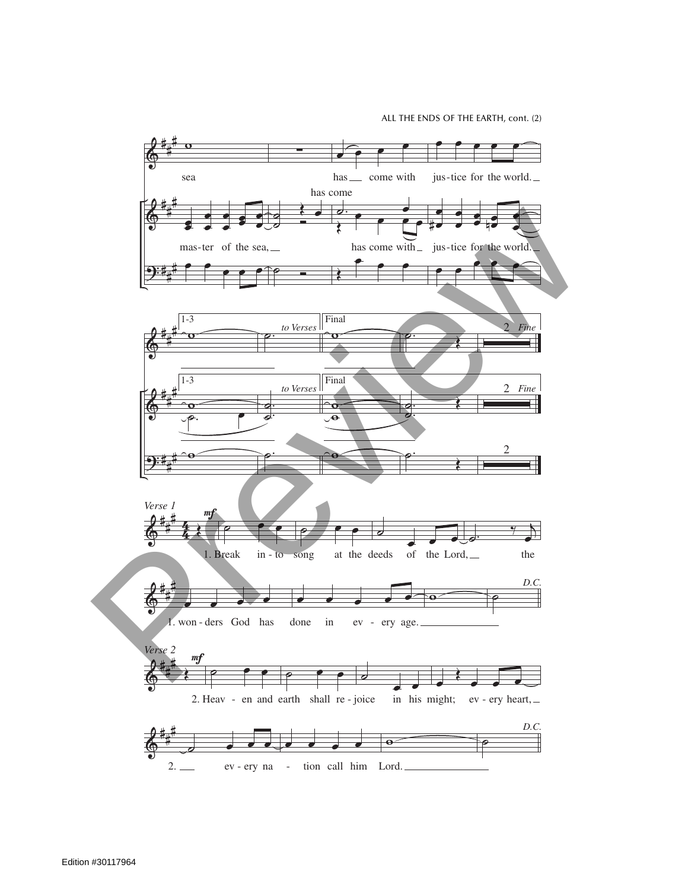sea has come with jus-tice for the world.

has come

mas-ter of the sea, has come with jus-tice for the world.

1-3 *to Verses* Final 2 *Fine*

*Verse 1*

*mf*

1. Break in-to song at the deeds of the Lord, the

1. won-ders God has done in ev-ery age.

*D.C.*

*Verse 2*

*mf*

2. Heav-en and earth shall re-joice in his might; ev-ery heart,

2. ev-ery na-tion call him Lord.

*D.C.*

Edition #30117964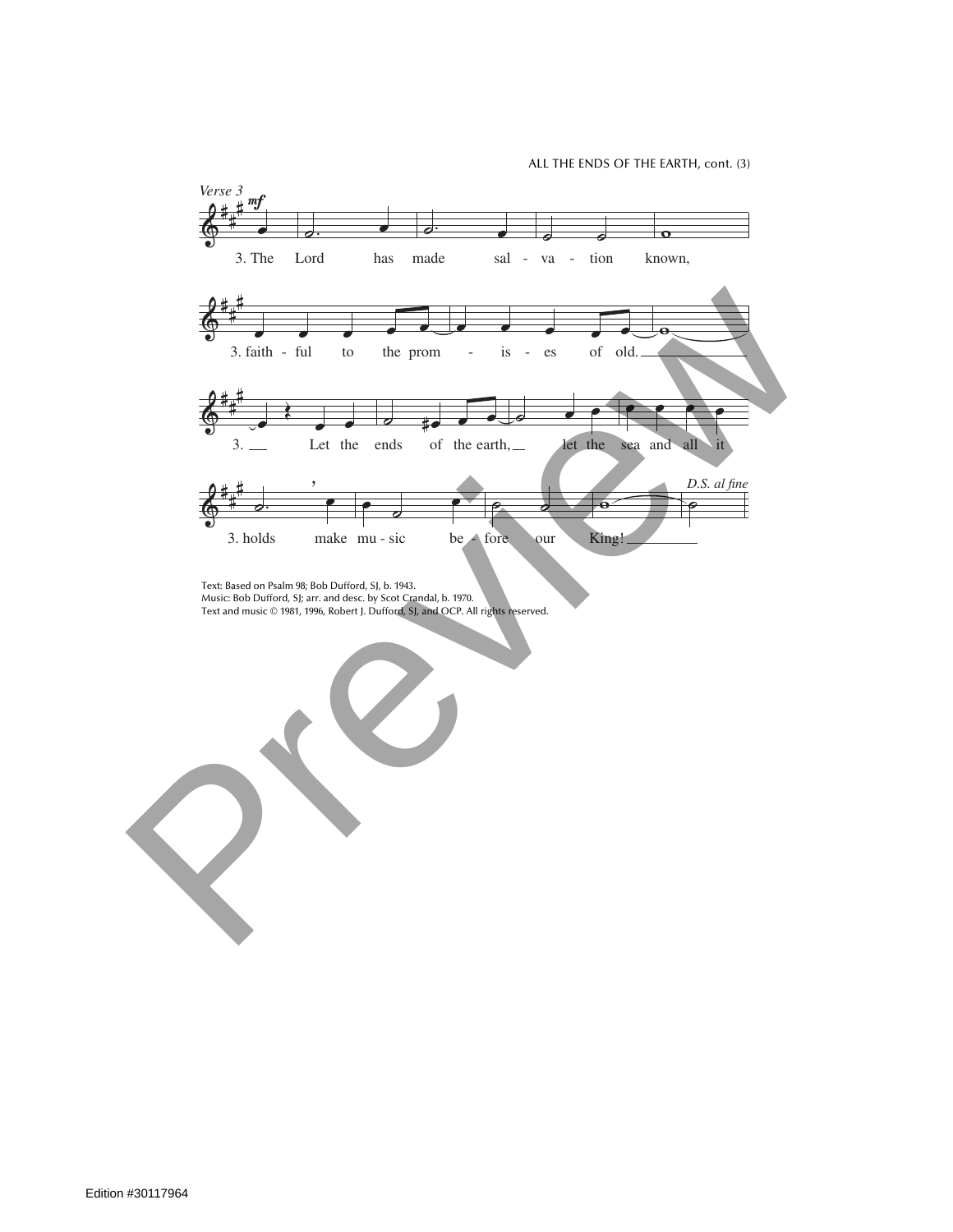ALL THE ENDS OF THE EARTH, cont. (3)

*Verse 3*

*mf*

3. The Lord has made sal - va - tion known,

3. faith - ful to the prom - is - es of old.

3. Let the ends of the earth, let the sea and all it

3. holds make mu - sic be - fore our King!

*D.S. al fine*

Text: Based on Psalm 98; Bob Dufford, SJ, b. 1943.
Music: Bob Dufford, SJ; arr. and desc. by Scot Crandal, b. 1970.
Text and music © 1981, 1996, Robert J. Dufford, SJ, and OCP. All rights reserved.

Edition #30117964